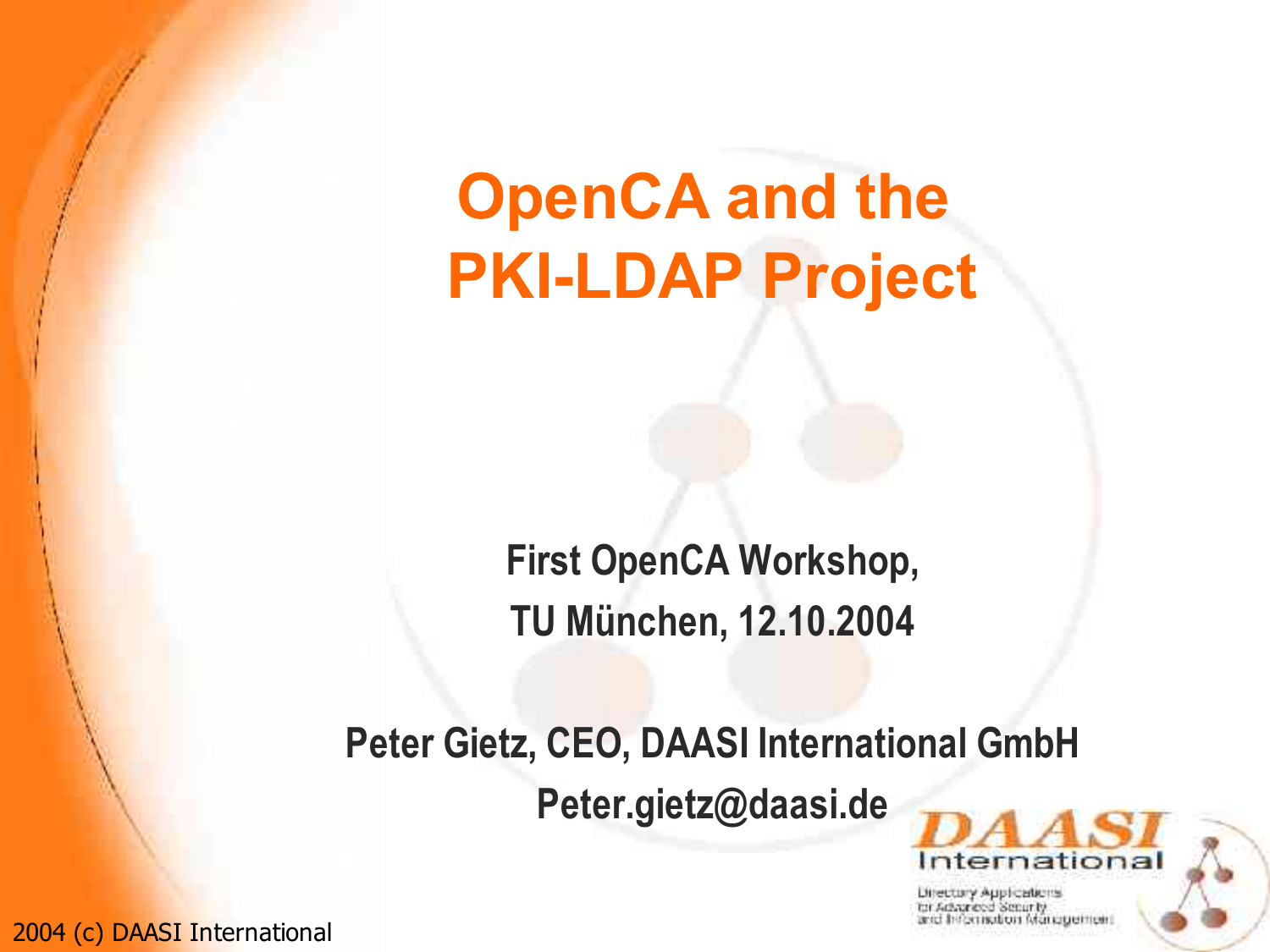# OpenCA and the PKI-LDAP Project

**First OpenCA Workshop, TU München, 12.10.2004**

**Peter Gietz, CEO, DAASI International GmbH**

**Peter.gietz@daasi.de**

2004 (c) DAASI International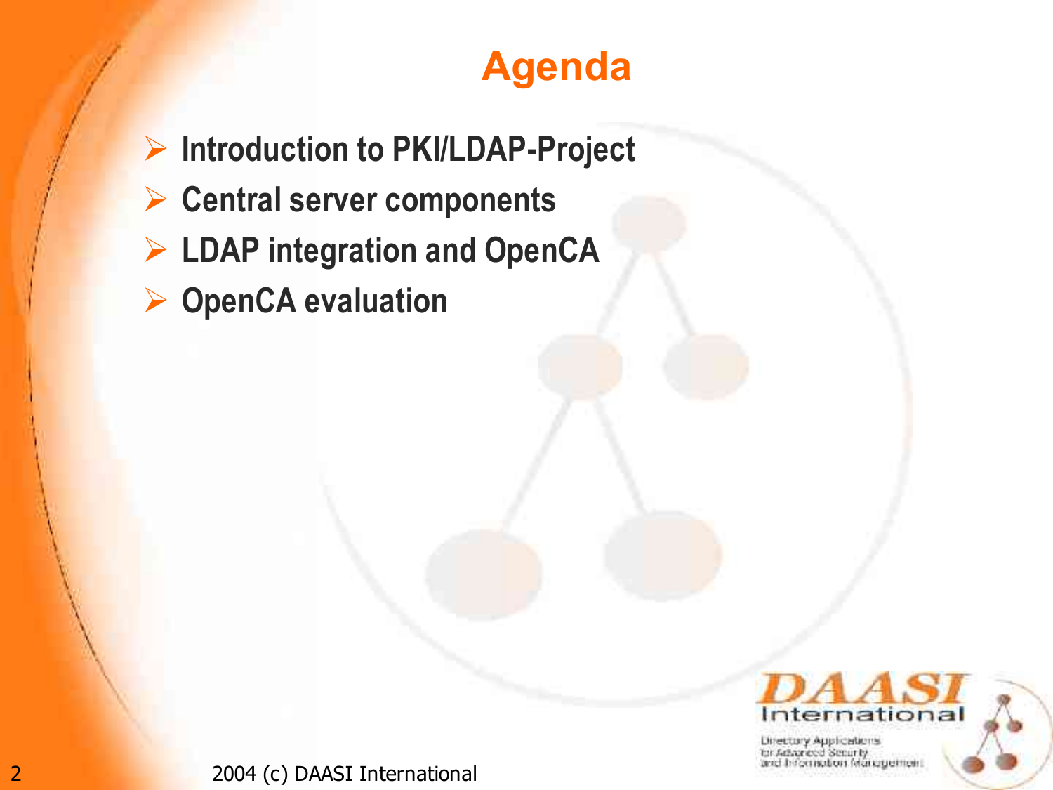# Agenda

- Introduction to PKI/LDAP-Project
- Central server components
- LDAP integration and OpenCA
- OpenCA evaluation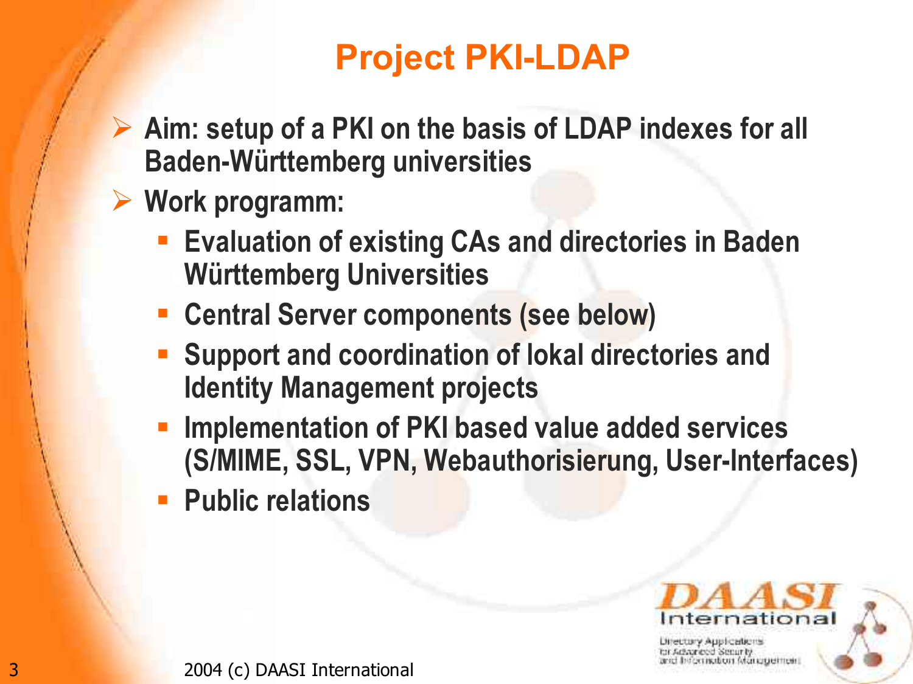# Project PKI-LDAP

- Aim: setup of a PKI on the basis of LDAP indexes for all Baden-Württemberg universities
- Work programm:
  - Evaluation of existing CAs and directories in Baden Württemberg Universities
  - Central Server components (see below)
  - Support and coordination of lokal directories and Identity Management projects
  - Implementation of PKI based value added services (S/MIME, SSL, VPN, Webauthorisierung, User-Interfaces)
  - Public relations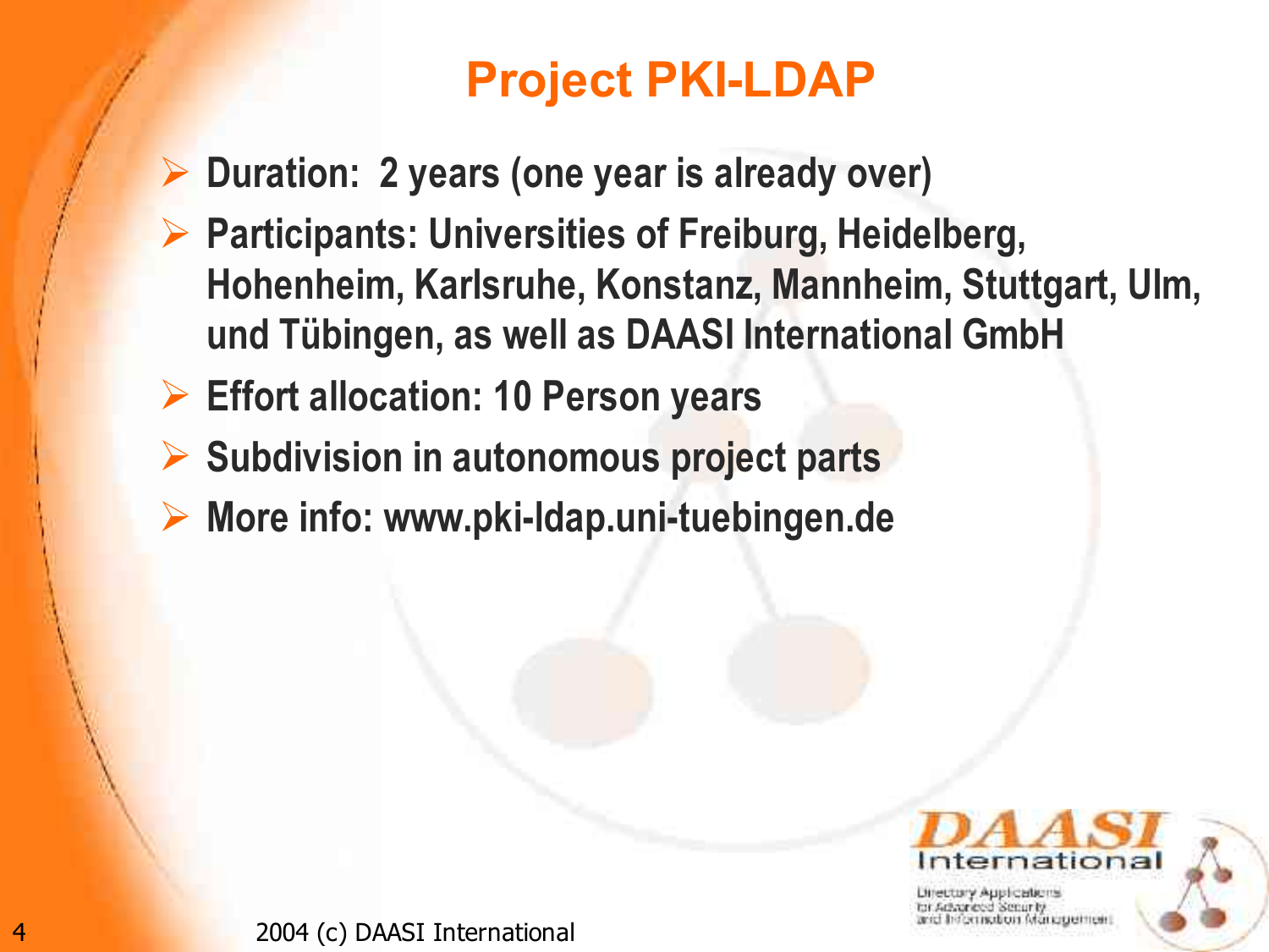# Project PKI-LDAP

- **Duration: 2 years (one year is already over)**
- **Participants: Universities of Freiburg, Heidelberg, Hohenheim, Karlsruhe, Konstanz, Mannheim, Stuttgart, Ulm, und Tübingen, as well as DAASI International GmbH**
- **Effort allocation: 10 Person years**
- **Subdivision in autonomous project parts**
- **More info: www.pki-ldap.uni-tuebingen.de**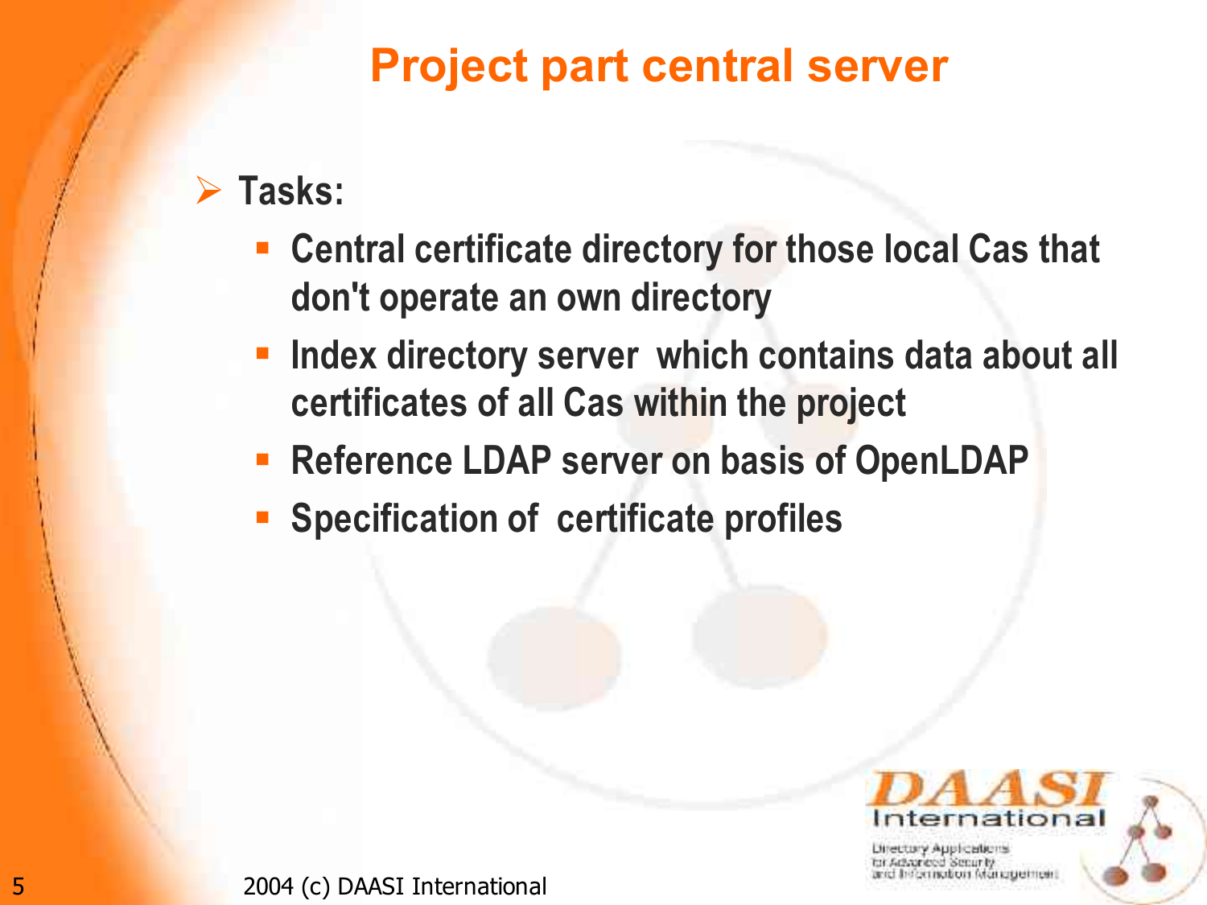# Project part central server

- **Tasks:**
  - **Central certificate directory for those local Cas that don't operate an own directory**
  - **Index directory server which contains data about all certificates of all Cas within the project**
  - **Reference LDAP server on basis of OpenLDAP**
  - **Specification of certificate profiles**

2004 (c) DAASI International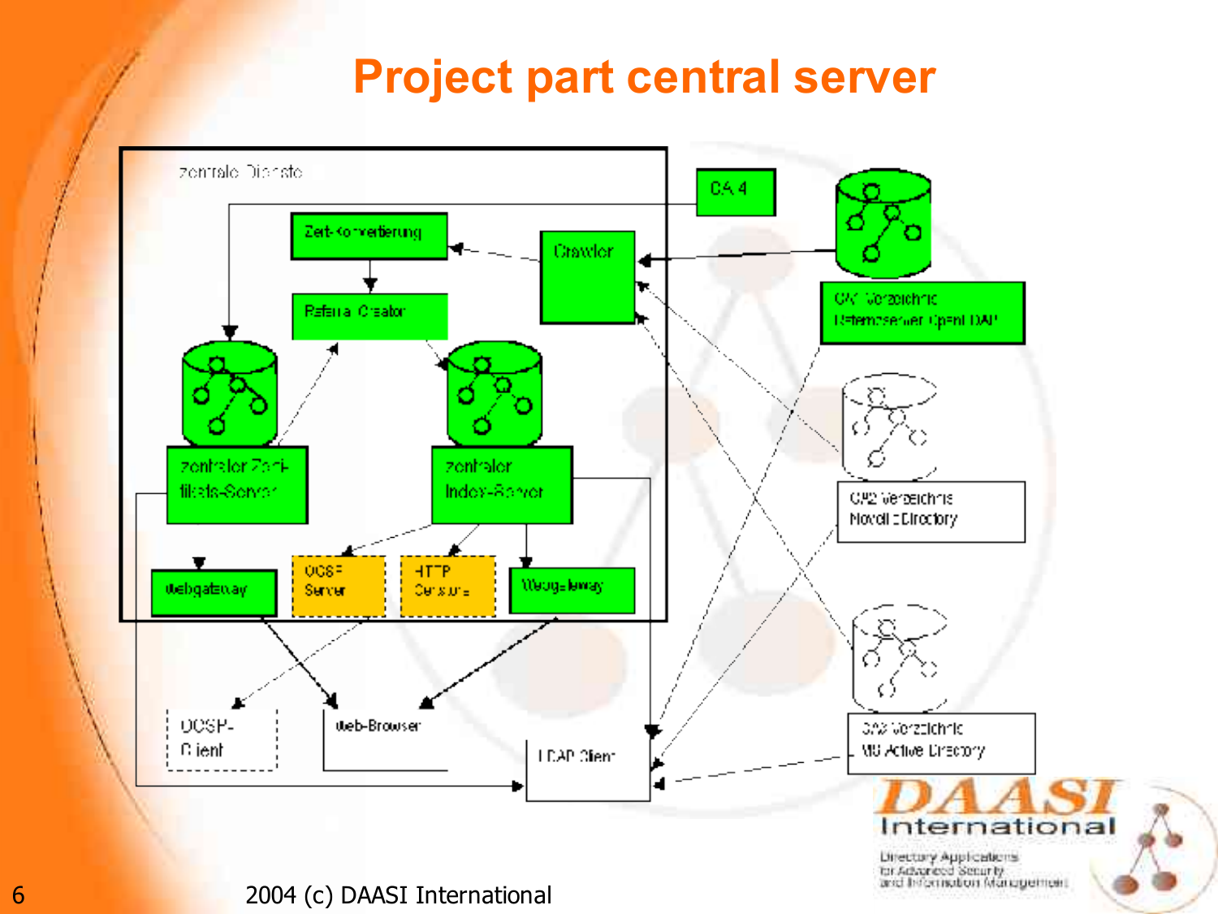# Project part central server

zentrale Dienste

CA 4

Zert-Konvertierung

Crawler

Referral Creator

CA1 Verzeichnis Referenzserver OpenLDAP

zentraler Zertifikats-Server

zentraler Index-Server

CA2 Verzeichnis Novell eDirectory

Webgateway

OCSP Server

HTTP Censure

Webgateway

OCSP-Client

Web-Browser

LDAP Client

CA3 Verzeichnis MS Active Directory

DAASI International

Directory Applications for Advanced Security and Information Management

2004 (c) DAASI International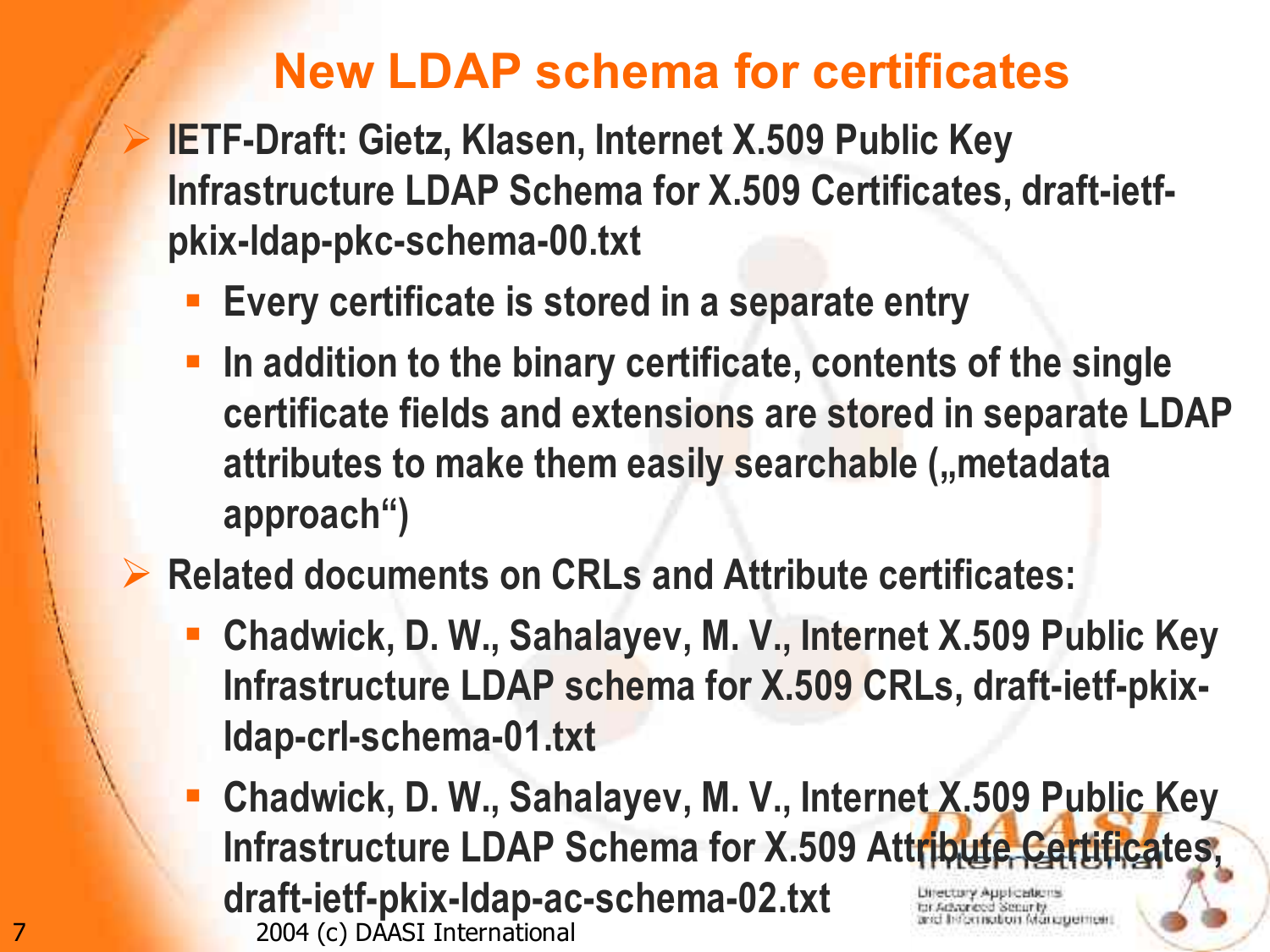# New LDAP schema for certificates

- IETF-Draft: Gietz, Klasen, Internet X.509 Public Key Infrastructure LDAP Schema for X.509 Certificates, draft-ietf-pkix-ldap-pkc-schema-00.txt
  - Every certificate is stored in a separate entry
  - In addition to the binary certificate, contents of the single certificate fields and extensions are stored in separate LDAP attributes to make them easily searchable („metadata approach“)
- Related documents on CRLs and Attribute certificates:
  - Chadwick, D. W., Sahalayev, M. V., Internet X.509 Public Key Infrastructure LDAP schema for X.509 CRLs, draft-ietf-pkix-ldap-crl-schema-01.txt
  - Chadwick, D. W., Sahalayev, M. V., Internet X.509 Public Key Infrastructure LDAP Schema for X.509 Attribute Certificates, draft-ietf-pkix-ldap-ac-schema-02.txt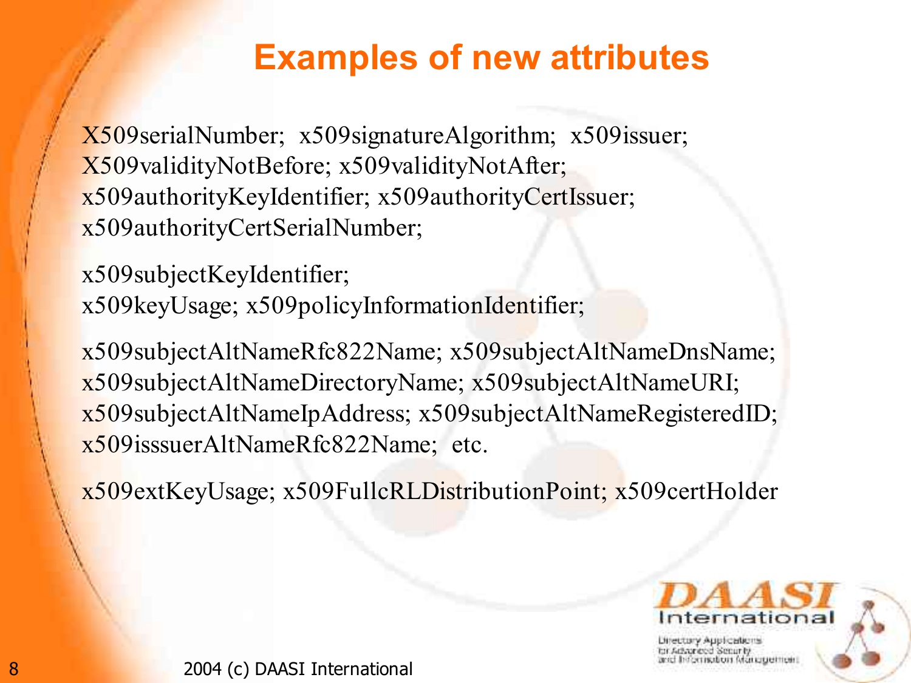# Examples of new attributes

X509serialNumber; x509signatureAlgorithm; x509issuer; X509validityNotBefore; x509validityNotAfter; x509authorityKeyIdentifier; x509authorityCertIssuer; x509authorityCertSerialNumber;

x509subjectKeyIdentifier; x509keyUsage; x509policyInformationIdentifier;

x509subjectAltNameRfc822Name; x509subjectAltNameDnsName; x509subjectAltNameDirectoryName; x509subjectAltNameURI; x509subjectAltNameIpAddress; x509subjectAltNameRegisteredID; x509isssuerAltNameRfc822Name; etc.

x509extKeyUsage; x509FullcRLDistributionPoint; x509certHolder

2004 (c) DAASI International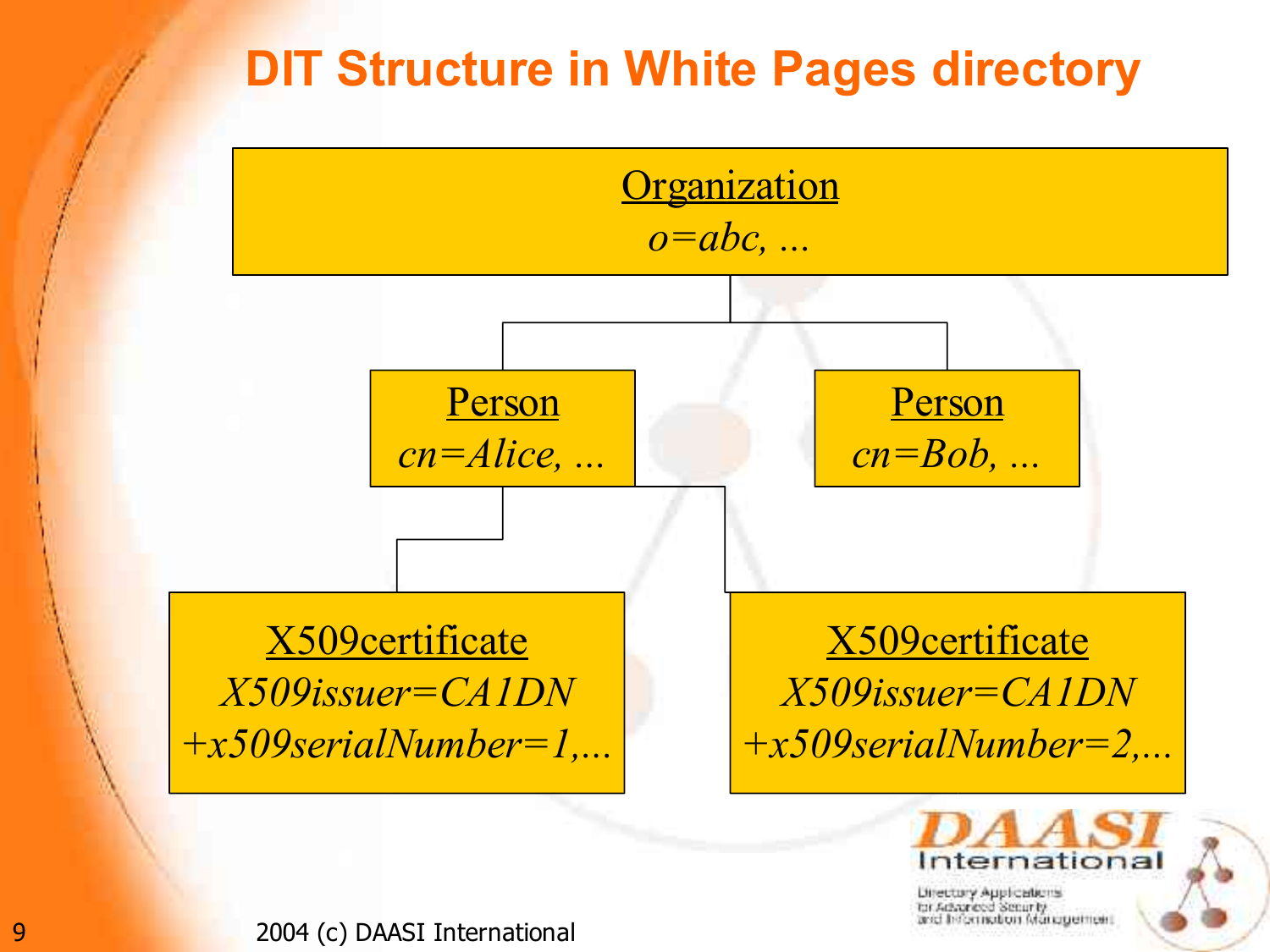# DIT Structure in White Pages directory

**Organization**
*o=abc, ...*

- **Person** — *cn=Alice, ...*
  - **X509certificate** — *X509issuer=CA1DN +x509serialNumber=1,...*
  - **X509certificate** — *X509issuer=CA1DN +x509serialNumber=2,...*
- **Person** — *cn=Bob, ...*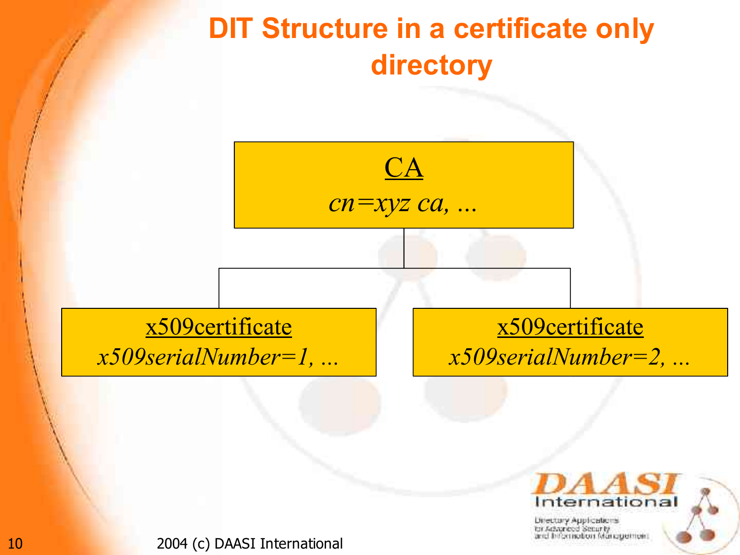# DIT Structure in a certificate only directory

CA
*cn=xyz ca, ...*

x509certificate
*x509serialNumber=1, ...*

x509certificate
*x509serialNumber=2, ...*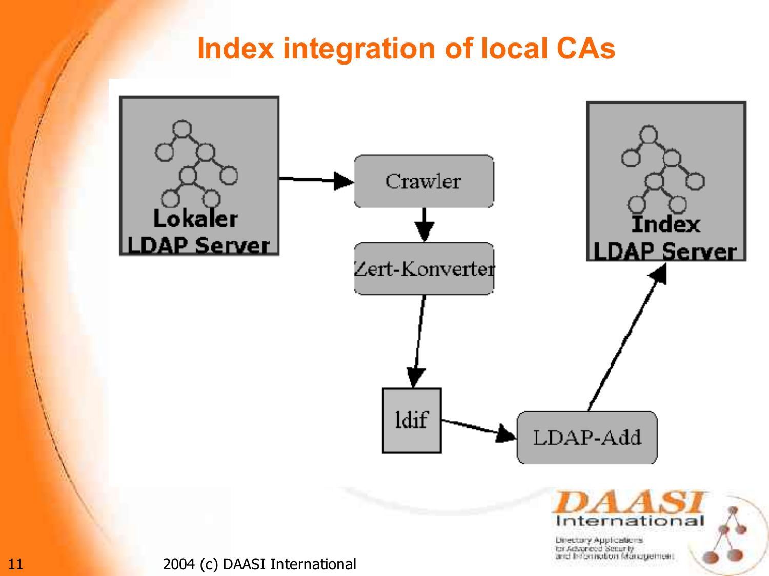# Index integration of local CAs

Lokaler LDAP Server → Crawler → Zert-Konverter → ldif → LDAP-Add → Index LDAP Server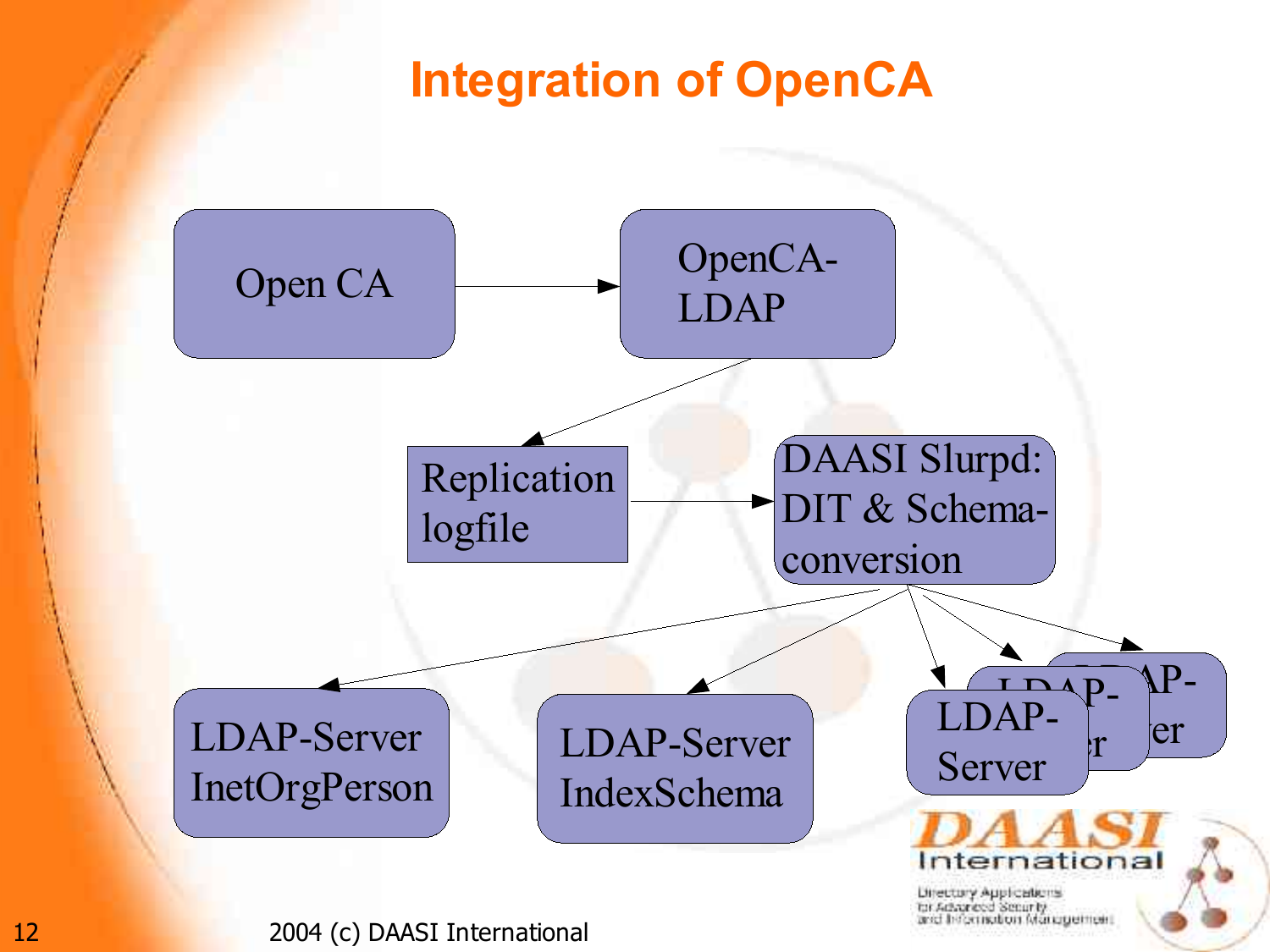# Integration of OpenCA

Open CA → OpenCA-LDAP

OpenCA-LDAP → Replication logfile

Replication logfile → DAASI Slurpd: DIT & Schema-conversion

DAASI Slurpd: DIT & Schema-conversion → LDAP-Server InetOrgPerson

DAASI Slurpd: DIT & Schema-conversion → LDAP-Server IndexSchema

DAASI Slurpd: DIT & Schema-conversion → LDAP-Server

DAASI Slurpd: DIT & Schema-conversion → LDAP-Server

DAASI Slurpd: DIT & Schema-conversion → LDAP-Server

2004 (c) DAASI International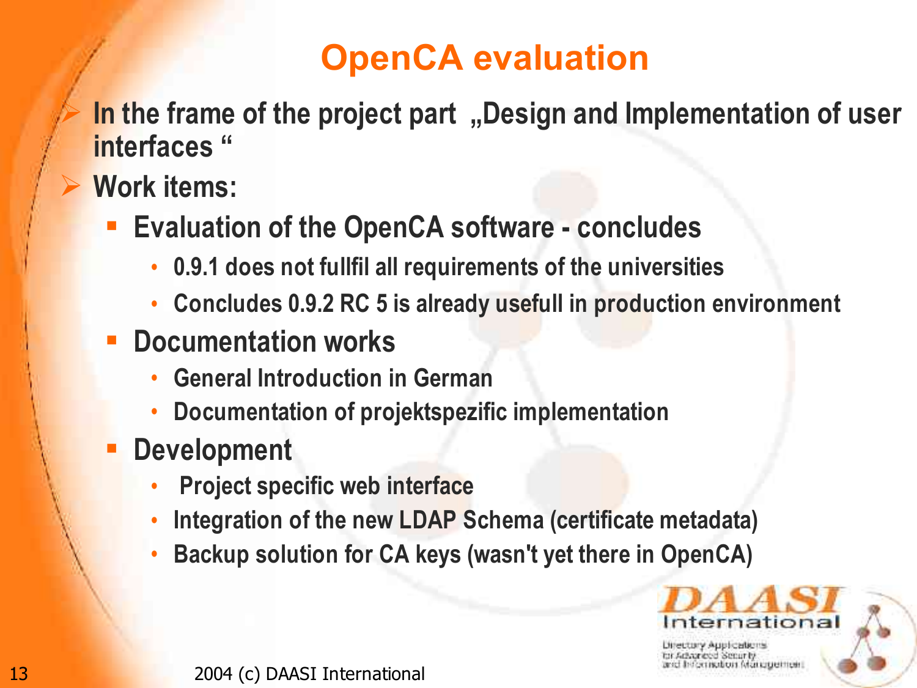# OpenCA evaluation

- In the frame of the project part „Design and Implementation of user interfaces “
- Work items:
  - Evaluation of the OpenCA software - concludes
    - 0.9.1 does not fullfil all requirements of the universities
    - Concludes 0.9.2 RC 5 is already usefull in production environment
  - Documentation works
    - General Introduction in German
    - Documentation of projektspezific implementation
  - Development
    - Project specific web interface
    - Integration of the new LDAP Schema (certificate metadata)
    - Backup solution for CA keys (wasn't yet there in OpenCA)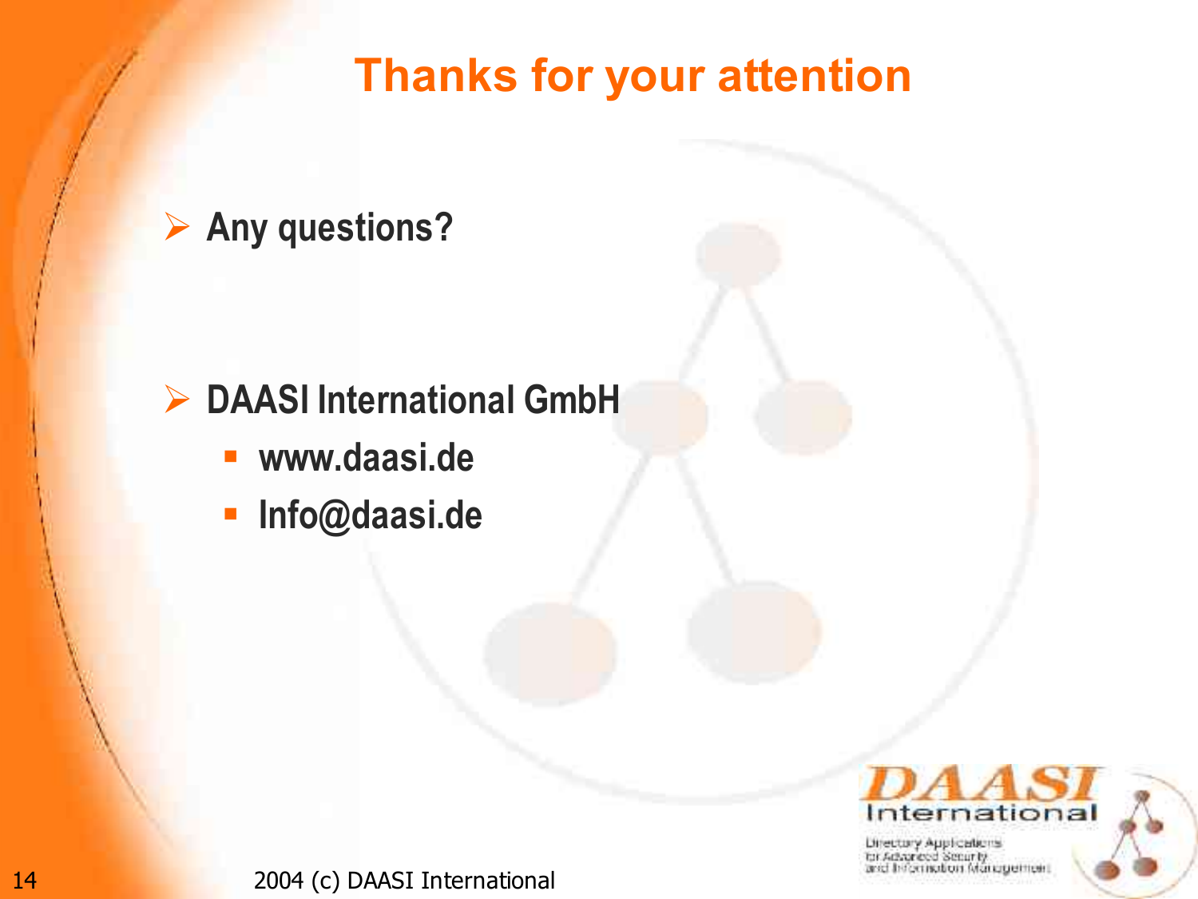# Thanks for your attention

- Any questions?

- DAASI International GmbH
  - www.daasi.de
  - Info@daasi.de

2004 (c) DAASI International